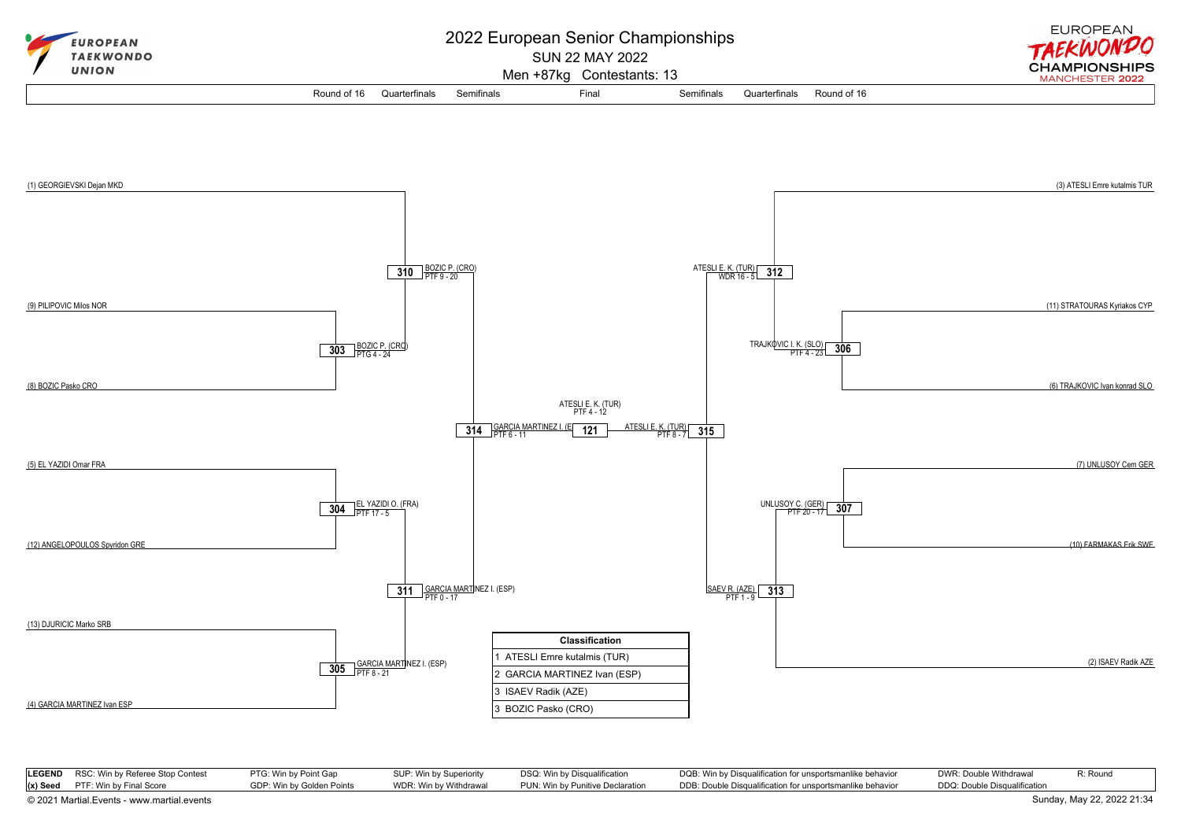# 2022 European Senior Championships

SUN 22 MAY 2022

Men +87kg Contestants: 13

Round of 16 | Quarterfinals | Semifinals | Final | Semifinals | Quarterfinals | Round of 16

**Left bracket**

- (1) GEORGIEVSKI Dejan MKD
- (9) PILIPOVIC Milos NOR
- (8) BOZIC Pasko CRO
- 303: BOZIC P. (CRO) PTG 4 - 24
- 310: BOZIC P. (CRO) PTF 9 - 20
- (5) EL YAZIDI Omar FRA
- (12) ANGELOPOULOS Spyridon GRE
- 304: EL YAZIDI O. (FRA) PTF 17 - 5
- (13) DJURICIC Marko SRB
- (4) GARCIA MARTINEZ Ivan ESP
- 305: GARCIA MARTINEZ I. (ESP) PTF 8 - 21
- 311: GARCIA MARTINEZ I. (ESP) PTF 0 - 17
- 314: GARCIA MARTINEZ I. (E PTF 6 - 11

**Final**

- 121: ATESLI E. K. (TUR) PTF 4 - 12

**Right bracket**

- (3) ATESLI Emre kutalmis TUR
- (11) STRATOURAS Kyriakos CYP
- (6) TRAJKOVIC Ivan konrad SLO
- 306: TRAJKOVIC I. K. (SLO) PTF 4 - 23
- 312: ATESLI E. K. (TUR) WDR 16 - 5
- (7) UNLUSOY Cem GER
- (10) FARMAKAS Erik SWE
- 307: UNLUSOY C. (GER) PTF 20 - 17
- (2) ISAEV Radik AZE
- 313: ISAEV R. (AZE) PTF 1 - 9
- 315: ATESLI E. K. (TUR) PTF 8 - 7

| Classification | |
|---|---|
| 1 | ATESLI Emre kutalmis (TUR) |
| 2 | GARCIA MARTINEZ Ivan (ESP) |
| 3 | ISAEV Radik (AZE) |
| 3 | BOZIC Pasko (CRO) |

| LEGEND | RSC: Win by Referee Stop Contest | PTG: Win by Point Gap | SUP: Win by Superiority | DSQ: Win by Disqualification | DQB: Win by Disqualification for unsportsmanlike behavior | DWR: Double Withdrawal | R: Round |
|---|---|---|---|---|---|---|---|
| (x) Seed | PTF: Win by Final Score | GDP: Win by Golden Points | WDR: Win by Withdrawal | PUN: Win by Punitive Declaration | DDB: Double Disqualification for unsportsmanlike behavior | DDQ: Double Disqualification | |

© 2021 Martial.Events - www.martial.events

Sunday, May 22, 2022 21:34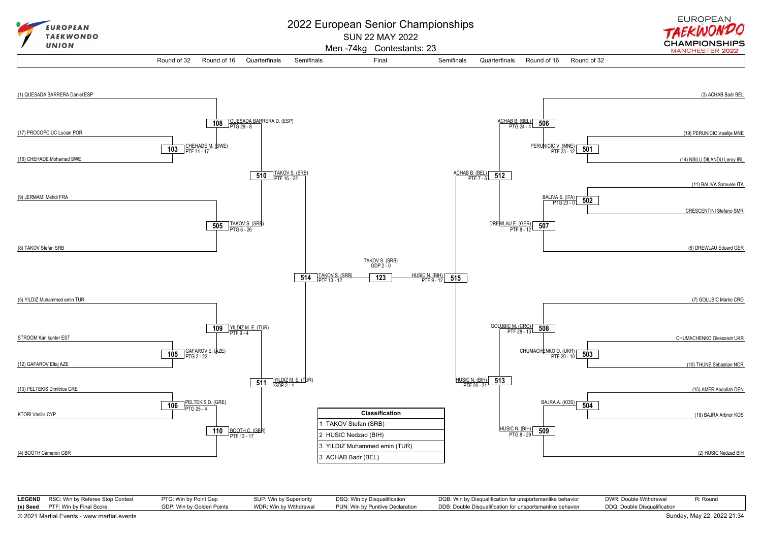# 2022 European Senior Championships

SUN 22 MAY 2022

Men -74kg Contestants: 23

Round of 32 | Round of 16 | Quarterfinals | Semifinals | Final | Semifinals | Quarterfinals | Round of 16 | Round of 32

## Left side of bracket

(1) QUESADA BARRERA Daniel ESP

(17) PROCOPCIUC Lucian POR

(16) CHEHADE Mohamad SWE

- **103** CHEHADE M. (SWE) PTF 11 - 17
- **108** QUESADA BARRERA D. (ESP) PTG 29 - 8

(9) JERMAMI Mehdi FRA

(8) TAKOV Stefan SRB

- **505** TAKOV S. (SRB) PTG 6 - 26
- **510** TAKOV S. (SRB) PTF 16 - 22

(5) YILDIZ Muhammed emin TUR

STROOM Karl kunter EST

(12) GAFAROV Eltaj AZE

- **105** GAFAROV E. (AZE) PTG 2 - 22
- **109** YILDIZ M. E. (TUR) PTF 9 - 4

(13) PELTEKIS Dimitrios GRE

KTORI Vasilis CYP

(4) BOOTH Cameron GBR

- **106** PELTEKIS D. (GRE) PTG 25 - 4
- **110** BOOTH C. (GBR) PTF 13 - 17
- **511** YILDIZ M. E. (TUR) GDP 2 - 1

- **514** TAKOV S. (SRB) PTF 13 - 12

## Final

- **123** TAKOV S. (SRB) GDP 2 - 0

## Right side of bracket

(3) ACHAB Badr BEL

(19) PERUNICIC Vasilije MNE

(14) NSILU DILANDU Leroy IRL

- **501** PERUNICIC V. (MNE) PTF 23 - 12
- **506** ACHAB B. (BEL) PTG 24 - 4

(11) BALIVA Samuele ITA

CRESCENTINI Stefano SMR

(6) DREWLAU Eduard GER

- **502** BALIVA S. (ITA) PTG 23 - 0
- **507** DREWLAU E. (GER) PTF 8 - 12
- **512** ACHAB B. (BEL) PTF 7 - 6

(7) GOLUBIC Marko CRO

CHUMACHENKO Oleksandr UKR

(10) THUNE Sebastian NOR

- **503** CHUMACHENKO O. (UKR) PTF 20 - 10
- **508** GOLUBIC M. (CRO) PTF 28 - 13

(15) AMER Abdullah DEN

(18) BAJRA Arbnor KOS

(2) HUSIC Nedzad BIH

- **504** BAJRA A. (KOS)
- **509** HUSIC N. (BIH) PTG 8 - 29
- **513** HUSIC N. (BIH) PTF 20 - 21

- **515** HUSIC N. (BIH) PTF 9 - 12

## Classification

| Classification |
|---|
| 1 TAKOV Stefan (SRB) |
| 2 HUSIC Nedzad (BIH) |
| 3 YILDIZ Muhammed emin (TUR) |
| 3 ACHAB Badr (BEL) |

| LEGEND | | | | | | | |
|---|---|---|---|---|---|---|---|
| RSC: Win by Referee Stop Contest | PTG: Win by Point Gap | SUP: Win by Superiority | DSQ: Win by Disqualification | DQB: Win by Disqualification for unsportsmanlike behavior | DWR: Double Withdrawal | R: Round |
| (x) Seed | PTF: Win by Final Score | GDP: Win by Golden Points | WDR: Win by Withdrawal | PUN: Win by Punitive Declaration | DDB: Double Disqualification for unsportsmanlike behavior | DDQ: Double Disqualification | |

© 2021 Martial.Events - www.martial.events

Sunday, May 22, 2022 21:34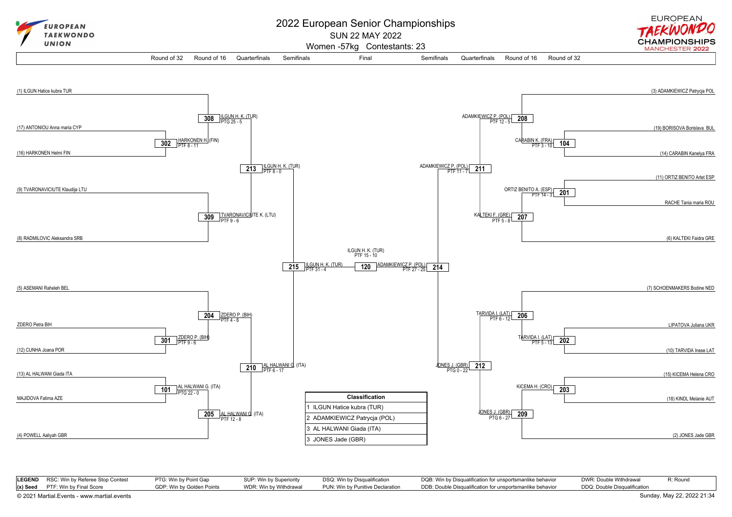# 2022 European Senior Championships

SUN 22 MAY 2022

Women -57kg Contestants: 23

## Bracket

### Upper left half

**Round of 32 / Round of 16 contestants:**
- (1) ILGUN Hatice kubra TUR
- (17) ANTONIOU Anna maria CYP
- (16) HARKONEN Helmi FIN
- (9) TVARONAVICIUTE Klaudija LTU
- (8) RADMILOVIC Aleksandra SRB

| Match | Winner | Result |
|---|---|---|
| 302 | HARKONEN H. (FIN) | PTF 8 - 11 |
| 308 | ILGUN H. K. (TUR) | PTG 25 - 5 |
| 309 | TVARONAVICIUTE K. (LTU) | PTF 9 - 6 |
| 213 | ILGUN H. K. (TUR) | PTF 8 - 0 |

### Lower left half

**Round of 32 / Round of 16 contestants:**
- (5) ASEMANI Raheleh BEL
- ZDERO Petra BIH
- (12) CUNHA Joana POR
- (13) AL HALWANI Giada ITA
- MAJIDOVA Fatima AZE
- (4) POWELL Aaliyah GBR

| Match | Winner | Result |
|---|---|---|
| 301 | ZDERO P. (BIH) | PTF 9 - 6 |
| 204 | ZDERO P. (BIH) | PTF 4 - 6 |
| 101 | AL HALWANI G. (ITA) | PTG 22 - 0 |
| 205 | AL HALWANI G. (ITA) | PTF 12 - 8 |
| 210 | AL HALWANI G. (ITA) | PTF 6 - 17 |

### Upper right half

**Round of 32 / Round of 16 contestants:**
- (3) ADAMKIEWICZ Patrycja POL
- (19) BORISOVA Borislava BUL
- (14) CARABIN Kanelya FRA
- (11) ORTIZ BENITO Arlet ESP
- RACHE Tania maria ROU
- (6) KALTEKI Faidra GRE

| Match | Winner | Result |
|---|---|---|
| 104 | CARABIN K. (FRA) | PTF 3 - 10 |
| 208 | ADAMKIEWICZ P. (POL) | PTF 12 - 5 |
| 201 | ORTIZ BENITO A. (ESP) | PTF 14 - 3 |
| 207 | KALTEKI F. (GRE) | PTF 5 - 8 |
| 211 | ADAMKIEWICZ P. (POL) | PTF 11 - 7 |

### Lower right half

**Round of 32 / Round of 16 contestants:**
- (7) SCHOENMAKERS Bodine NED
- LIPATOVA Juliana UKR
- (10) TARVIDA Inese LAT
- (15) KICEMA Helena CRO
- (18) KINDL Melanie AUT
- (2) JONES Jade GBR

| Match | Winner | Result |
|---|---|---|
| 202 | TARVIDA I. (LAT) | PTF 5 - 13 |
| 206 | TARVIDA I. (LAT) | PTF 6 - 12 |
| 203 | KICEMA H. (CRO) | |
| 209 | JONES J. (GBR) | PTG 6 - 27 |
| 212 | JONES J. (GBR) | PTG 0 - 22 |

### Semifinals and Final

| Match | Winner | Result |
|---|---|---|
| 215 | ILGUN H. K. (TUR) | PTF 31 - 4 |
| 214 | ADAMKIEWICZ P. (POL) | PTF 27 - 25 |
| 120 (Final) | ILGUN H. K. (TUR) | PTF 15 - 10 |

## Classification

| Classification |
|---|
| 1 ILGUN Hatice kubra (TUR) |
| 2 ADAMKIEWICZ Patrycja (POL) |
| 3 AL HALWANI Giada (ITA) |
| 3 JONES Jade (GBR) |

| LEGEND | | | | | | |
|---|---|---|---|---|---|---|
| RSC: Win by Referee Stop Contest | PTG: Win by Point Gap | SUP: Win by Superiority | DSQ: Win by Disqualification | DQB: Win by Disqualification for unsportsmanlike behavior | DWR: Double Withdrawal | R: Round |
| (x) Seed PTF: Win by Final Score | GDP: Win by Golden Points | WDR: Win by Withdrawal | PUN: Win by Punitive Declaration | DDB: Double Disqualification for unsportsmanlike behavior | DDQ: Double Disqualification | |

© 2021 Martial.Events - www.martial.events

Sunday, May 22, 2022 21:34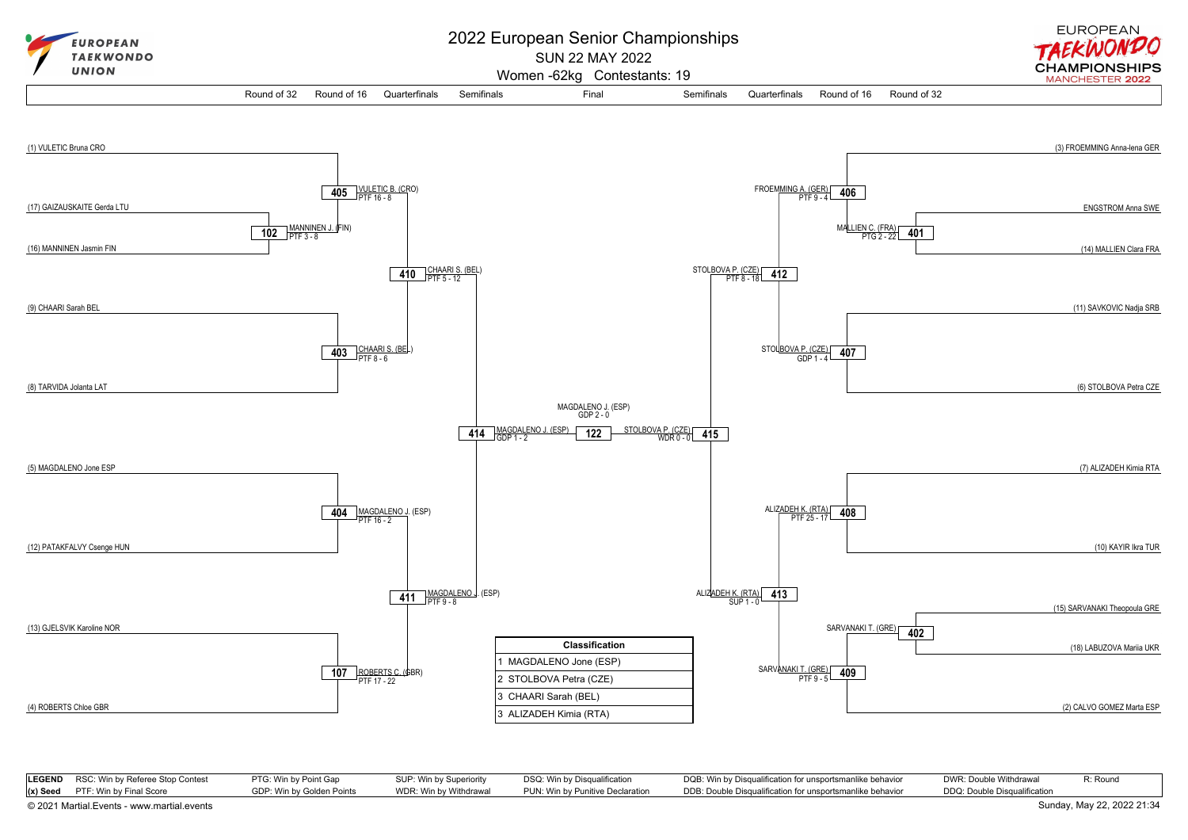# 2022 European Senior Championships

SUN 22 MAY 2022

Women -62kg Contestants: 19

Round of 32 | Round of 16 | Quarterfinals | Semifinals | Final | Semifinals | Quarterfinals | Round of 16 | Round of 32

(1) VULETIC Bruna CRO

405 VULETIC B. (CRO) PTF 16 - 8

(17) GAIZAUSKAITE Gerda LTU

102 MANNINEN J. (FIN) PTF 3 - 8

(16) MANNINEN Jasmin FIN

410 CHAARI S. (BEL) PTF 5 - 12

(9) CHAARI Sarah BEL

403 CHAARI S. (BEL) PTF 8 - 6

(8) TARVIDA Jolanta LAT

414 MAGDALENO J. (ESP) GDP 1 - 2

122 MAGDALENO J. (ESP) GDP 2 - 0

(5) MAGDALENO Jone ESP

404 MAGDALENO J. (ESP) PTF 16 - 2

(12) PATAKFALVY Csenge HUN

411 MAGDALENO J. (ESP) PTF 9 - 8

(13) GJELSVIK Karoline NOR

107 ROBERTS C. (GBR) PTF 17 - 22

(4) ROBERTS Chloe GBR

(3) FROEMMING Anna-lena GER

406 FROEMMING A. (GER) PTF 9 - 4

ENGSTROM Anna SWE

401 MALLIEN C. (FRA) PTG 2 - 22

(14) MALLIEN Clara FRA

412 STOLBOVA P. (CZE) PTF 8 - 18

(11) SAVKOVIC Nadja SRB

407 STOLBOVA P. (CZE) GDP 1 - 4

(6) STOLBOVA Petra CZE

415 STOLBOVA P. (CZE) WDR 0 - 0

(7) ALIZADEH Kimia RTA

408 ALIZADEH K. (RTA) PTF 25 - 17

(10) KAYIR Ikra TUR

413 ALIZADEH K. (RTA) SUP 1 - 0

(15) SARVANAKI Theopoula GRE

402 SARVANAKI T. (GRE)

(18) LABUZOVA Mariia UKR

409 SARVANAKI T. (GRE) PTF 9 - 5

(2) CALVO GOMEZ Marta ESP

| Classification |
|---|
| 1 MAGDALENO Jone (ESP) |
| 2 STOLBOVA Petra (CZE) |
| 3 CHAARI Sarah (BEL) |
| 3 ALIZADEH Kimia (RTA) |

| LEGEND | | | | | | |
|---|---|---|---|---|---|---|
| RSC: Win by Referee Stop Contest | PTG: Win by Point Gap | SUP: Win by Superiority | DSQ: Win by Disqualification | DQB: Win by Disqualification for unsportsmanlike behavior | DWR: Double Withdrawal | R: Round |
| (x) Seed PTF: Win by Final Score | GDP: Win by Golden Points | WDR: Win by Withdrawal | PUN: Win by Punitive Declaration | DDB: Double Disqualification for unsportsmanlike behavior | DDQ: Double Disqualification | |

© 2021 Martial.Events - www.martial.events

Sunday, May 22, 2022 21:34